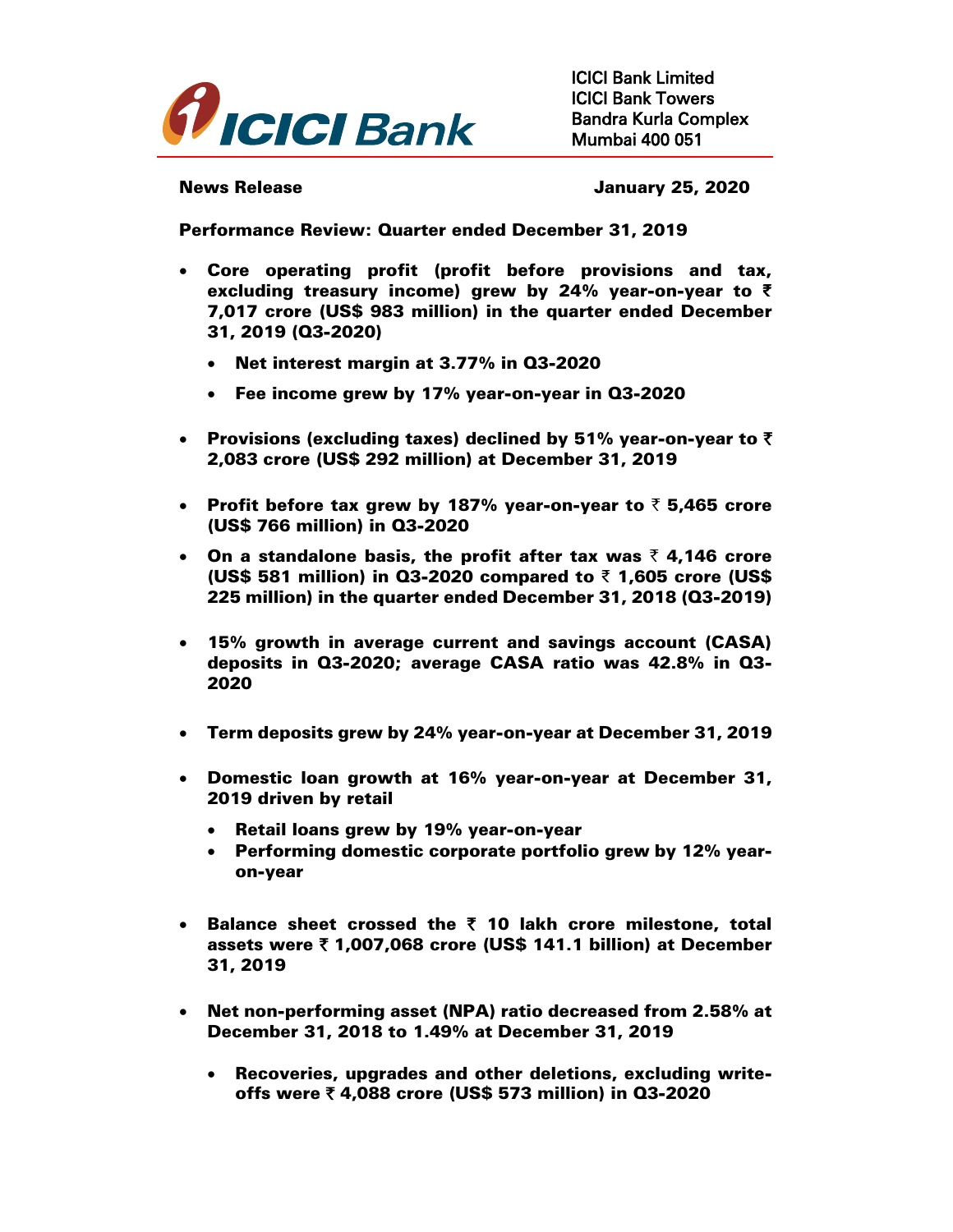ICICI Bank Limited
ICICI Bank Towers
Bandra Kurla Complex
Mumbai 400 051

**News Release** **January 25, 2020**

**Performance Review: Quarter ended December 31, 2019**

- **Core operating profit (profit before provisions and tax, excluding treasury income) grew by 24% year-on-year to ₹ 7,017 crore (US$ 983 million) in the quarter ended December 31, 2019 (Q3-2020)**
  - **Net interest margin at 3.77% in Q3-2020**
  - **Fee income grew by 17% year-on-year in Q3-2020**
- **Provisions (excluding taxes) declined by 51% year-on-year to ₹ 2,083 crore (US$ 292 million) at December 31, 2019**
- **Profit before tax grew by 187% year-on-year to ₹ 5,465 crore (US$ 766 million) in Q3-2020**
- **On a standalone basis, the profit after tax was ₹ 4,146 crore (US$ 581 million) in Q3-2020 compared to ₹ 1,605 crore (US$ 225 million) in the quarter ended December 31, 2018 (Q3-2019)**
- **15% growth in average current and savings account (CASA) deposits in Q3-2020; average CASA ratio was 42.8% in Q3-2020**
- **Term deposits grew by 24% year-on-year at December 31, 2019**
- **Domestic loan growth at 16% year-on-year at December 31, 2019 driven by retail**
  - **Retail loans grew by 19% year-on-year**
  - **Performing domestic corporate portfolio grew by 12% year-on-year**
- **Balance sheet crossed the ₹ 10 lakh crore milestone, total assets were ₹ 1,007,068 crore (US$ 141.1 billion) at December 31, 2019**
- **Net non-performing asset (NPA) ratio decreased from 2.58% at December 31, 2018 to 1.49% at December 31, 2019**
  - **Recoveries, upgrades and other deletions, excluding write-offs were ₹ 4,088 crore (US$ 573 million) in Q3-2020**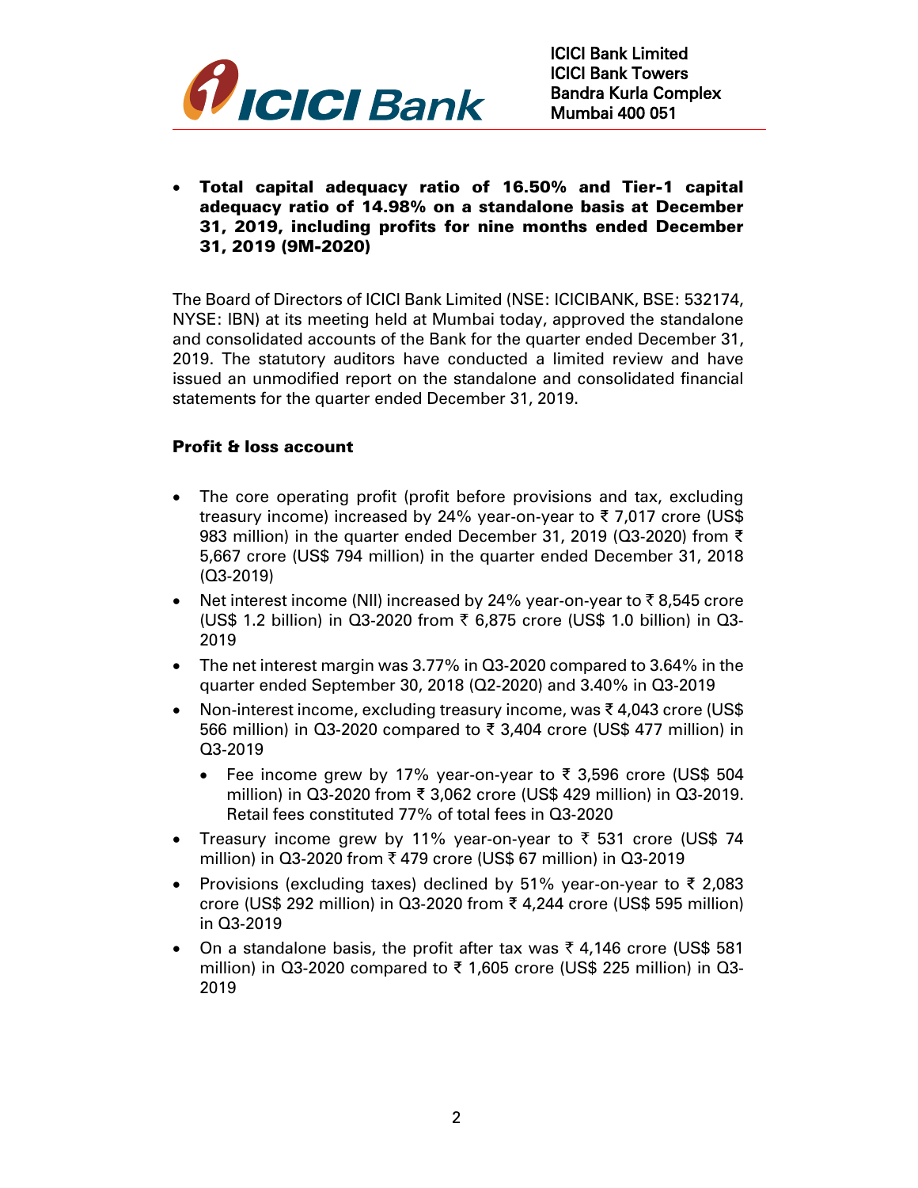- **Total capital adequacy ratio of 16.50% and Tier-1 capital adequacy ratio of 14.98% on a standalone basis at December 31, 2019, including profits for nine months ended December 31, 2019 (9M-2020)**

The Board of Directors of ICICI Bank Limited (NSE: ICICIBANK, BSE: 532174, NYSE: IBN) at its meeting held at Mumbai today, approved the standalone and consolidated accounts of the Bank for the quarter ended December 31, 2019. The statutory auditors have conducted a limited review and have issued an unmodified report on the standalone and consolidated financial statements for the quarter ended December 31, 2019.

## Profit & loss account

- The core operating profit (profit before provisions and tax, excluding treasury income) increased by 24% year-on-year to ₹ 7,017 crore (US$ 983 million) in the quarter ended December 31, 2019 (Q3-2020) from ₹ 5,667 crore (US$ 794 million) in the quarter ended December 31, 2018 (Q3-2019)
- Net interest income (NII) increased by 24% year-on-year to ₹ 8,545 crore (US$ 1.2 billion) in Q3-2020 from ₹ 6,875 crore (US$ 1.0 billion) in Q3-2019
- The net interest margin was 3.77% in Q3-2020 compared to 3.64% in the quarter ended September 30, 2018 (Q2-2020) and 3.40% in Q3-2019
- Non-interest income, excluding treasury income, was ₹ 4,043 crore (US$ 566 million) in Q3-2020 compared to ₹ 3,404 crore (US$ 477 million) in Q3-2019
  - Fee income grew by 17% year-on-year to ₹ 3,596 crore (US$ 504 million) in Q3-2020 from ₹ 3,062 crore (US$ 429 million) in Q3-2019. Retail fees constituted 77% of total fees in Q3-2020
- Treasury income grew by 11% year-on-year to ₹ 531 crore (US$ 74 million) in Q3-2020 from ₹ 479 crore (US$ 67 million) in Q3-2019
- Provisions (excluding taxes) declined by 51% year-on-year to ₹ 2,083 crore (US$ 292 million) in Q3-2020 from ₹ 4,244 crore (US$ 595 million) in Q3-2019
- On a standalone basis, the profit after tax was ₹ 4,146 crore (US$ 581 million) in Q3-2020 compared to ₹ 1,605 crore (US$ 225 million) in Q3-2019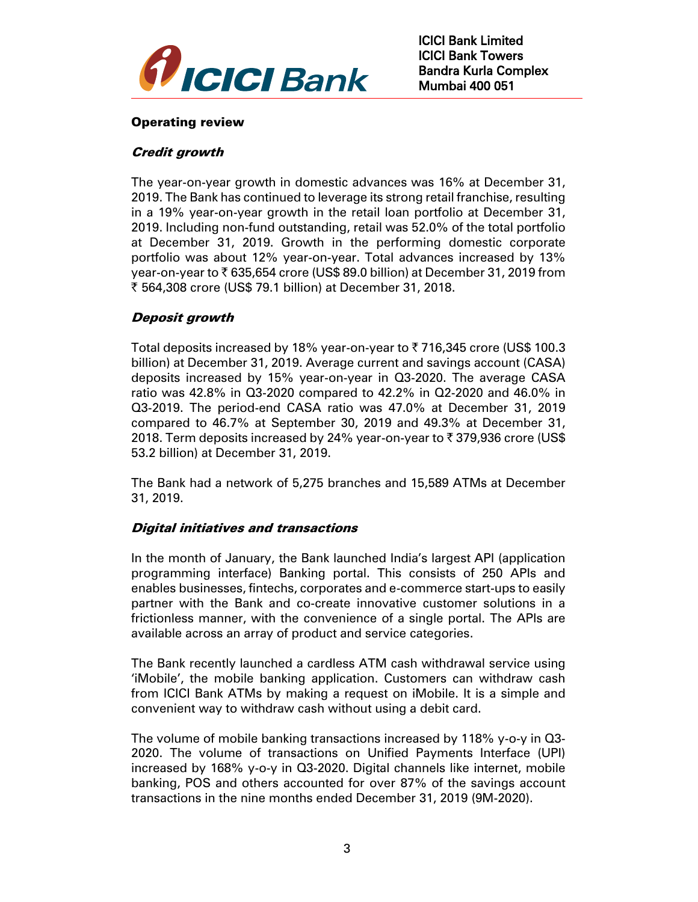## Operating review

### *Credit growth*

The year-on-year growth in domestic advances was 16% at December 31, 2019. The Bank has continued to leverage its strong retail franchise, resulting in a 19% year-on-year growth in the retail loan portfolio at December 31, 2019. Including non-fund outstanding, retail was 52.0% of the total portfolio at December 31, 2019. Growth in the performing domestic corporate portfolio was about 12% year-on-year. Total advances increased by 13% year-on-year to ₹ 635,654 crore (US$ 89.0 billion) at December 31, 2019 from ₹ 564,308 crore (US$ 79.1 billion) at December 31, 2018.

### *Deposit growth*

Total deposits increased by 18% year-on-year to ₹ 716,345 crore (US$ 100.3 billion) at December 31, 2019. Average current and savings account (CASA) deposits increased by 15% year-on-year in Q3-2020. The average CASA ratio was 42.8% in Q3-2020 compared to 42.2% in Q2-2020 and 46.0% in Q3-2019. The period-end CASA ratio was 47.0% at December 31, 2019 compared to 46.7% at September 30, 2019 and 49.3% at December 31, 2018. Term deposits increased by 24% year-on-year to ₹ 379,936 crore (US$ 53.2 billion) at December 31, 2019.

The Bank had a network of 5,275 branches and 15,589 ATMs at December 31, 2019.

### *Digital initiatives and transactions*

In the month of January, the Bank launched India's largest API (application programming interface) Banking portal. This consists of 250 APIs and enables businesses, fintechs, corporates and e-commerce start-ups to easily partner with the Bank and co-create innovative customer solutions in a frictionless manner, with the convenience of a single portal. The APIs are available across an array of product and service categories.

The Bank recently launched a cardless ATM cash withdrawal service using 'iMobile', the mobile banking application. Customers can withdraw cash from ICICI Bank ATMs by making a request on iMobile. It is a simple and convenient way to withdraw cash without using a debit card.

The volume of mobile banking transactions increased by 118% y-o-y in Q3-2020. The volume of transactions on Unified Payments Interface (UPI) increased by 168% y-o-y in Q3-2020. Digital channels like internet, mobile banking, POS and others accounted for over 87% of the savings account transactions in the nine months ended December 31, 2019 (9M-2020).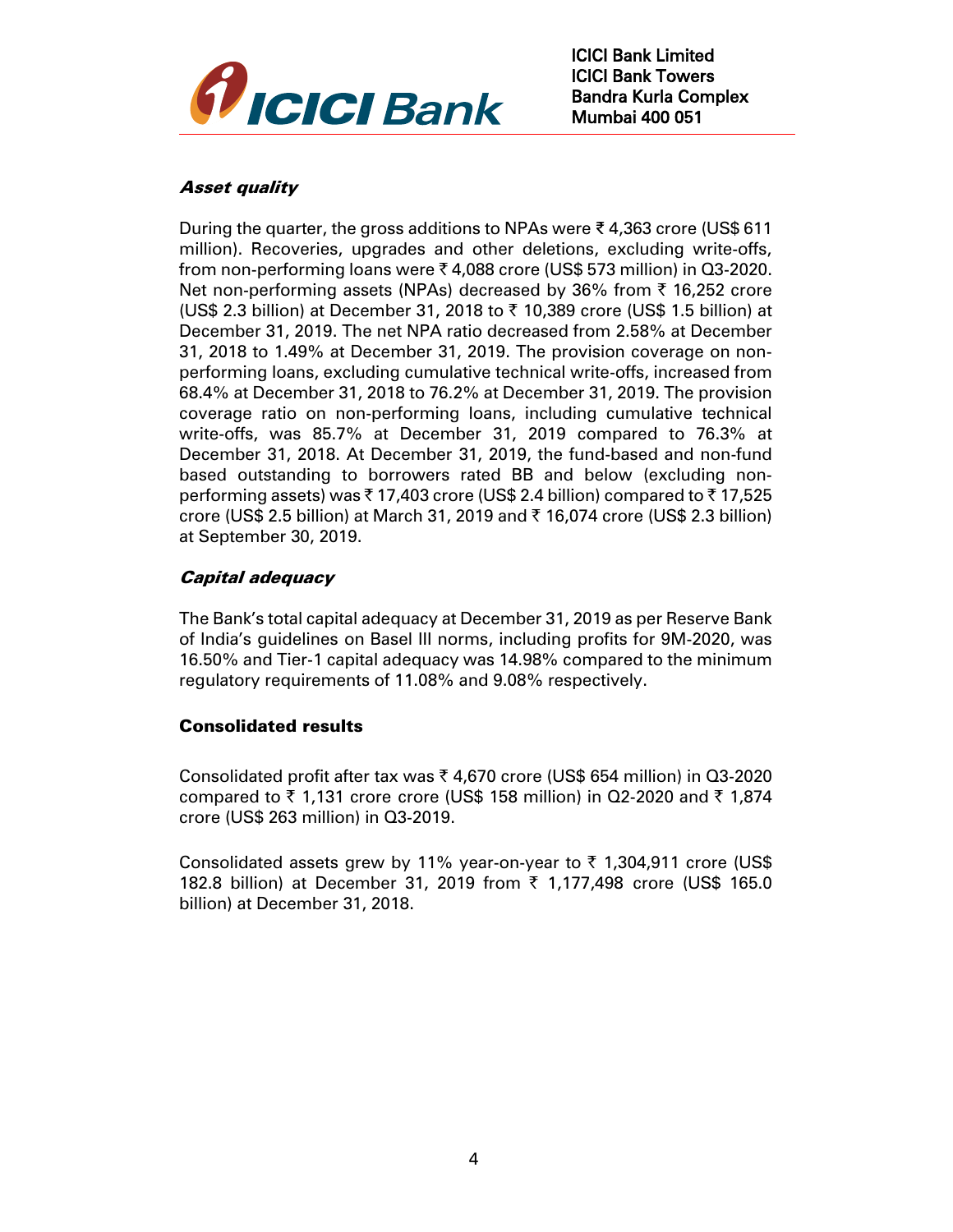### *Asset quality*

During the quarter, the gross additions to NPAs were ₹ 4,363 crore (US$ 611 million). Recoveries, upgrades and other deletions, excluding write-offs, from non-performing loans were ₹ 4,088 crore (US$ 573 million) in Q3-2020. Net non-performing assets (NPAs) decreased by 36% from ₹ 16,252 crore (US$ 2.3 billion) at December 31, 2018 to ₹ 10,389 crore (US$ 1.5 billion) at December 31, 2019. The net NPA ratio decreased from 2.58% at December 31, 2018 to 1.49% at December 31, 2019. The provision coverage on non-performing loans, excluding cumulative technical write-offs, increased from 68.4% at December 31, 2018 to 76.2% at December 31, 2019. The provision coverage ratio on non-performing loans, including cumulative technical write-offs, was 85.7% at December 31, 2019 compared to 76.3% at December 31, 2018. At December 31, 2019, the fund-based and non-fund based outstanding to borrowers rated BB and below (excluding non-performing assets) was ₹ 17,403 crore (US$ 2.4 billion) compared to ₹ 17,525 crore (US$ 2.5 billion) at March 31, 2019 and ₹ 16,074 crore (US$ 2.3 billion) at September 30, 2019.

### *Capital adequacy*

The Bank's total capital adequacy at December 31, 2019 as per Reserve Bank of India's guidelines on Basel III norms, including profits for 9M-2020, was 16.50% and Tier-1 capital adequacy was 14.98% compared to the minimum regulatory requirements of 11.08% and 9.08% respectively.

## **Consolidated results**

Consolidated profit after tax was ₹ 4,670 crore (US$ 654 million) in Q3-2020 compared to ₹ 1,131 crore crore (US$ 158 million) in Q2-2020 and ₹ 1,874 crore (US$ 263 million) in Q3-2019.

Consolidated assets grew by 11% year-on-year to ₹ 1,304,911 crore (US$ 182.8 billion) at December 31, 2019 from ₹ 1,177,498 crore (US$ 165.0 billion) at December 31, 2018.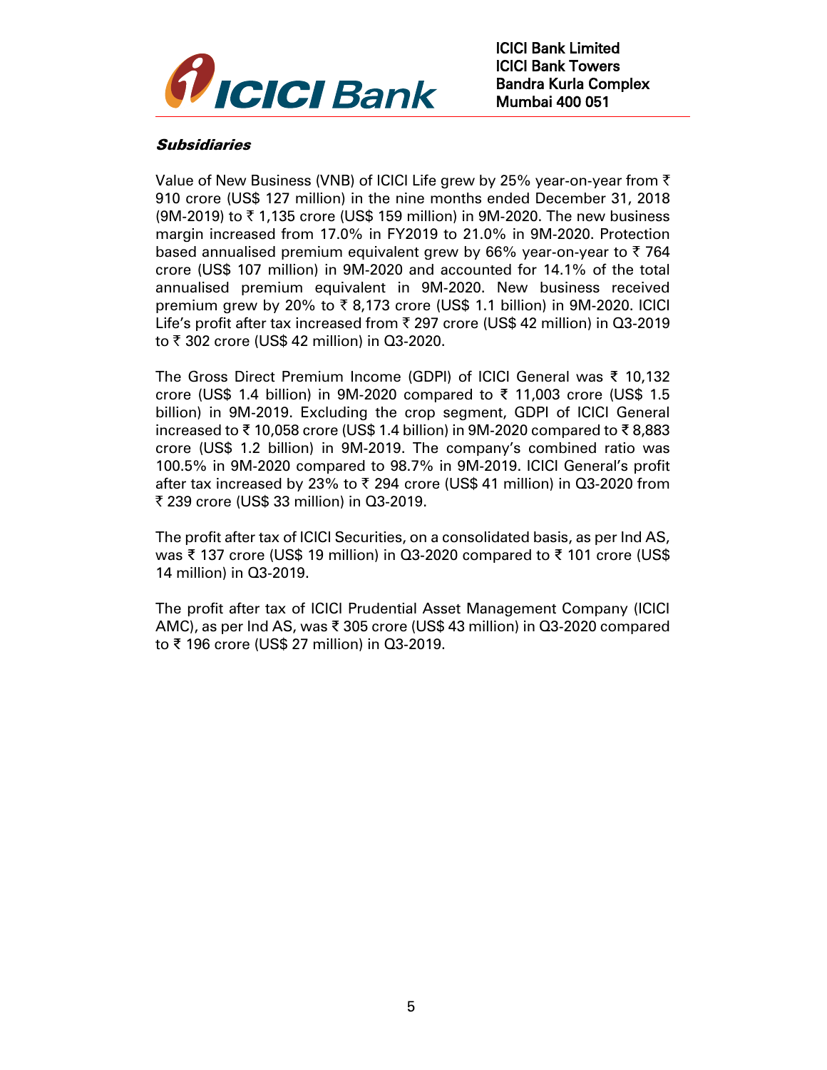***Subsidiaries***

Value of New Business (VNB) of ICICI Life grew by 25% year-on-year from ₹ 910 crore (US$ 127 million) in the nine months ended December 31, 2018 (9M-2019) to ₹ 1,135 crore (US$ 159 million) in 9M-2020. The new business margin increased from 17.0% in FY2019 to 21.0% in 9M-2020. Protection based annualised premium equivalent grew by 66% year-on-year to ₹ 764 crore (US$ 107 million) in 9M-2020 and accounted for 14.1% of the total annualised premium equivalent in 9M-2020. New business received premium grew by 20% to ₹ 8,173 crore (US$ 1.1 billion) in 9M-2020. ICICI Life's profit after tax increased from ₹ 297 crore (US$ 42 million) in Q3-2019 to ₹ 302 crore (US$ 42 million) in Q3-2020.

The Gross Direct Premium Income (GDPI) of ICICI General was ₹ 10,132 crore (US$ 1.4 billion) in 9M-2020 compared to ₹ 11,003 crore (US$ 1.5 billion) in 9M-2019. Excluding the crop segment, GDPI of ICICI General increased to ₹ 10,058 crore (US$ 1.4 billion) in 9M-2020 compared to ₹ 8,883 crore (US$ 1.2 billion) in 9M-2019. The company's combined ratio was 100.5% in 9M-2020 compared to 98.7% in 9M-2019. ICICI General's profit after tax increased by 23% to ₹ 294 crore (US$ 41 million) in Q3-2020 from ₹ 239 crore (US$ 33 million) in Q3-2019.

The profit after tax of ICICI Securities, on a consolidated basis, as per Ind AS, was ₹ 137 crore (US$ 19 million) in Q3-2020 compared to ₹ 101 crore (US$ 14 million) in Q3-2019.

The profit after tax of ICICI Prudential Asset Management Company (ICICI AMC), as per Ind AS, was ₹ 305 crore (US$ 43 million) in Q3-2020 compared to ₹ 196 crore (US$ 27 million) in Q3-2019.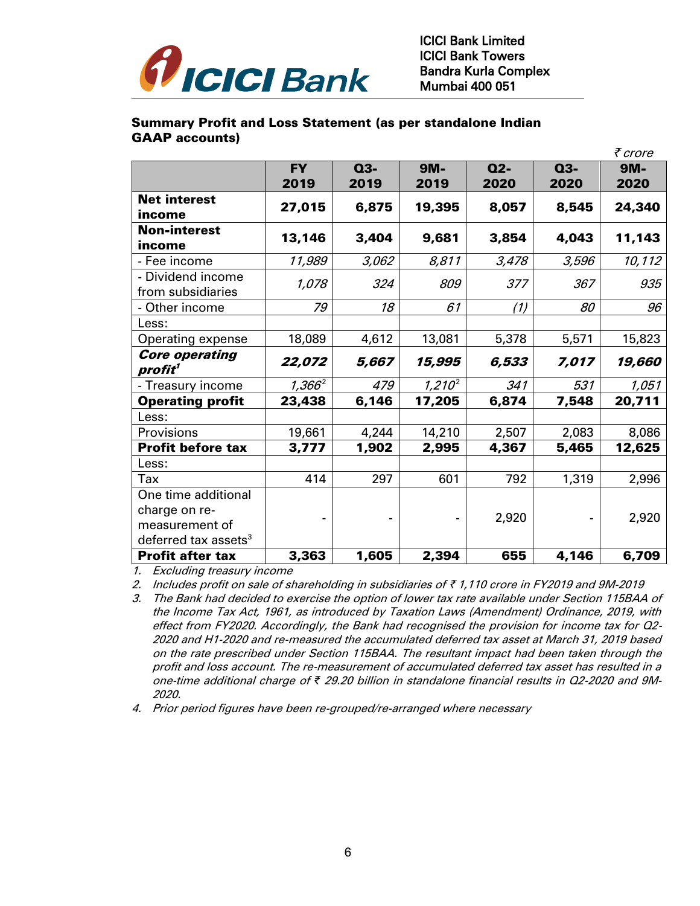ICICI Bank Limited
ICICI Bank Towers
Bandra Kurla Complex
Mumbai 400 051

## Summary Profit and Loss Statement (as per standalone Indian GAAP accounts)

*₹ crore*

| | FY 2019 | Q3-2019 | 9M-2019 | Q2-2020 | Q3-2020 | 9M-2020 |
|---|---|---|---|---|---|---|
| **Net interest income** | **27,015** | **6,875** | **19,395** | **8,057** | **8,545** | **24,340** |
| **Non-interest income** | **13,146** | **3,404** | **9,681** | **3,854** | **4,043** | **11,143** |
| - Fee income | *11,989* | *3,062* | *8,811* | *3,478* | *3,596* | *10,112* |
| - Dividend income from subsidiaries | *1,078* | *324* | *809* | *377* | *367* | *935* |
| - Other income | *79* | *18* | *61* | *(1)* | *80* | *96* |
| Less: | | | | | | |
| Operating expense | 18,089 | 4,612 | 13,081 | 5,378 | 5,571 | 15,823 |
| ***Core operating profit*[1]** | ***22,072*** | ***5,667*** | ***15,995*** | ***6,533*** | ***7,017*** | ***19,660*** |
| - Treasury income | *1,366*[2] | *479* | *1,210*[2] | *341* | *531* | *1,051* |
| **Operating profit** | **23,438** | **6,146** | **17,205** | **6,874** | **7,548** | **20,711** |
| Less: | | | | | | |
| Provisions | 19,661 | 4,244 | 14,210 | 2,507 | 2,083 | 8,086 |
| **Profit before tax** | **3,777** | **1,902** | **2,995** | **4,367** | **5,465** | **12,625** |
| Less: | | | | | | |
| Tax | 414 | 297 | 601 | 792 | 1,319 | 2,996 |
| One time additional charge on re-measurement of deferred tax assets[3] | - | - | - | 2,920 | - | 2,920 |
| **Profit after tax** | **3,363** | **1,605** | **2,394** | **655** | **4,146** | **6,709** |

1. *Excluding treasury income*
2. *Includes profit on sale of shareholding in subsidiaries of ₹ 1,110 crore in FY2019 and 9M-2019*
3. *The Bank had decided to exercise the option of lower tax rate available under Section 115BAA of the Income Tax Act, 1961, as introduced by Taxation Laws (Amendment) Ordinance, 2019, with effect from FY2020. Accordingly, the Bank had recognised the provision for income tax for Q2-2020 and H1-2020 and re-measured the accumulated deferred tax asset at March 31, 2019 based on the rate prescribed under Section 115BAA. The resultant impact had been taken through the profit and loss account. The re-measurement of accumulated deferred tax asset has resulted in a one-time additional charge of ₹ 29.20 billion in standalone financial results in Q2-2020 and 9M-2020.*
4. *Prior period figures have been re-grouped/re-arranged where necessary*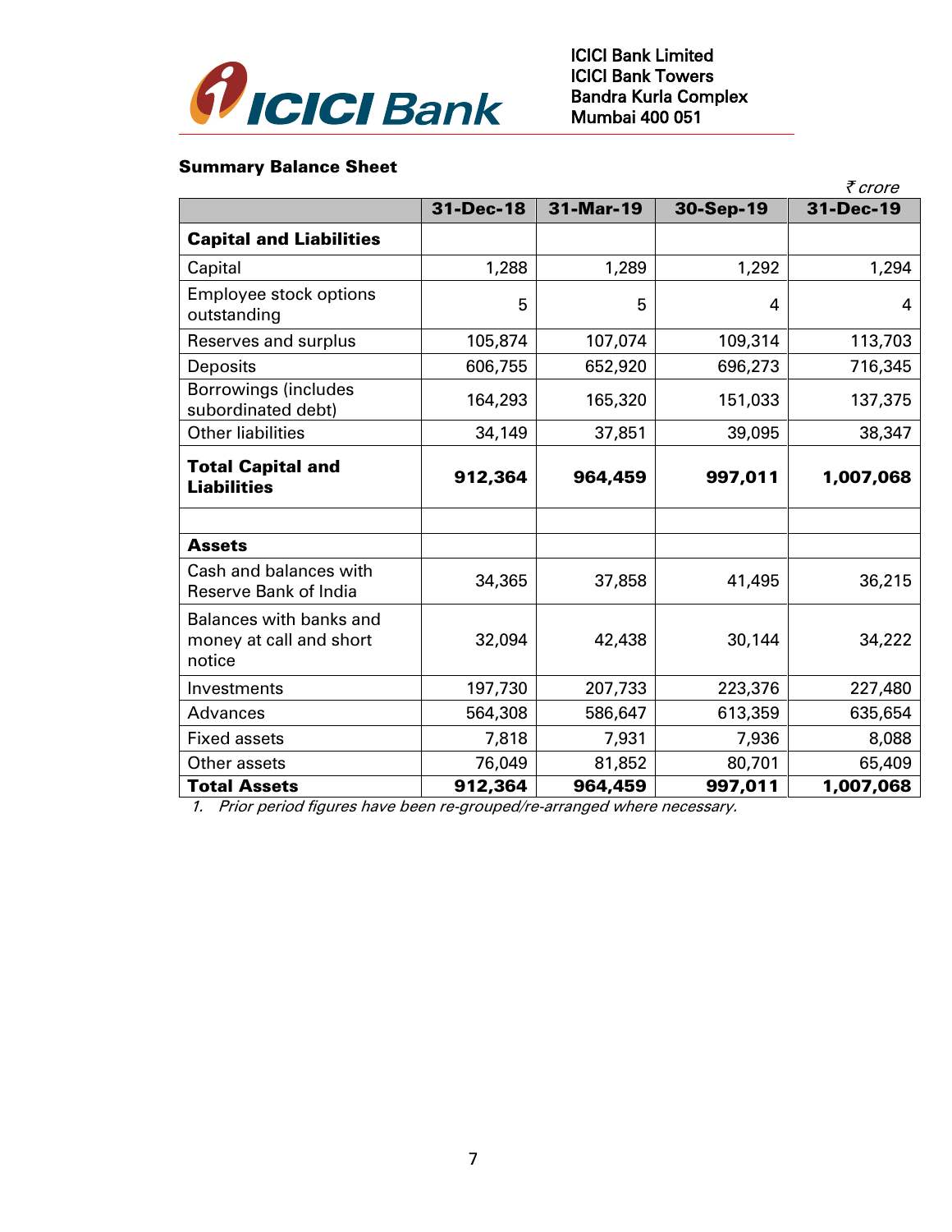ICICI Bank Limited
ICICI Bank Towers
Bandra Kurla Complex
Mumbai 400 051

**Summary Balance Sheet**

*₹ crore*

| | 31-Dec-18 | 31-Mar-19 | 30-Sep-19 | 31-Dec-19 |
|---|---|---|---|---|
| **Capital and Liabilities** | | | | |
| Capital | 1,288 | 1,289 | 1,292 | 1,294 |
| Employee stock options outstanding | 5 | 5 | 4 | 4 |
| Reserves and surplus | 105,874 | 107,074 | 109,314 | 113,703 |
| Deposits | 606,755 | 652,920 | 696,273 | 716,345 |
| Borrowings (includes subordinated debt) | 164,293 | 165,320 | 151,033 | 137,375 |
| Other liabilities | 34,149 | 37,851 | 39,095 | 38,347 |
| **Total Capital and Liabilities** | **912,364** | **964,459** | **997,011** | **1,007,068** |
| | | | | |
| **Assets** | | | | |
| Cash and balances with Reserve Bank of India | 34,365 | 37,858 | 41,495 | 36,215 |
| Balances with banks and money at call and short notice | 32,094 | 42,438 | 30,144 | 34,222 |
| Investments | 197,730 | 207,733 | 223,376 | 227,480 |
| Advances | 564,308 | 586,647 | 613,359 | 635,654 |
| Fixed assets | 7,818 | 7,931 | 7,936 | 8,088 |
| Other assets | 76,049 | 81,852 | 80,701 | 65,409 |
| **Total Assets** | **912,364** | **964,459** | **997,011** | **1,007,068** |

1. *Prior period figures have been re-grouped/re-arranged where necessary.*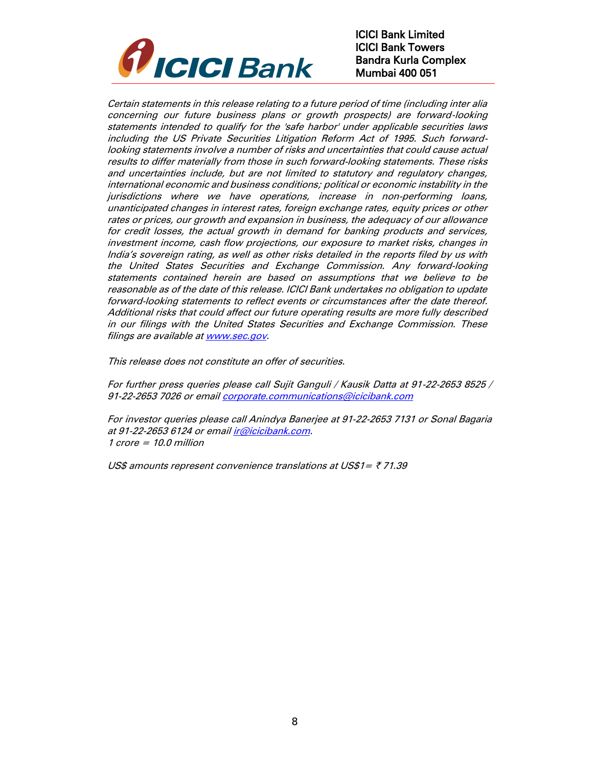ICICI Bank Limited
ICICI Bank Towers
Bandra Kurla Complex
Mumbai 400 051

*Certain statements in this release relating to a future period of time (including inter alia concerning our future business plans or growth prospects) are forward-looking statements intended to qualify for the 'safe harbor' under applicable securities laws including the US Private Securities Litigation Reform Act of 1995. Such forward-looking statements involve a number of risks and uncertainties that could cause actual results to differ materially from those in such forward-looking statements. These risks and uncertainties include, but are not limited to statutory and regulatory changes, international economic and business conditions; political or economic instability in the jurisdictions where we have operations, increase in non-performing loans, unanticipated changes in interest rates, foreign exchange rates, equity prices or other rates or prices, our growth and expansion in business, the adequacy of our allowance for credit losses, the actual growth in demand for banking products and services, investment income, cash flow projections, our exposure to market risks, changes in India's sovereign rating, as well as other risks detailed in the reports filed by us with the United States Securities and Exchange Commission. Any forward-looking statements contained herein are based on assumptions that we believe to be reasonable as of the date of this release. ICICI Bank undertakes no obligation to update forward-looking statements to reflect events or circumstances after the date thereof. Additional risks that could affect our future operating results are more fully described in our filings with the United States Securities and Exchange Commission. These filings are available at [www.sec.gov](http://www.sec.gov).*

*This release does not constitute an offer of securities.*

*For further press queries please call Sujit Ganguli / Kausik Datta at 91-22-2653 8525 / 91-22-2653 7026 or email [corporate.communications@icicibank.com](mailto:corporate.communications@icicibank.com)*

*For investor queries please call Anindya Banerjee at 91-22-2653 7131 or Sonal Bagaria at 91-22-2653 6124 or email [ir@icicibank.com](mailto:ir@icicibank.com).*
*1 crore = 10.0 million*

*US$ amounts represent convenience translations at US$1= ₹ 71.39*